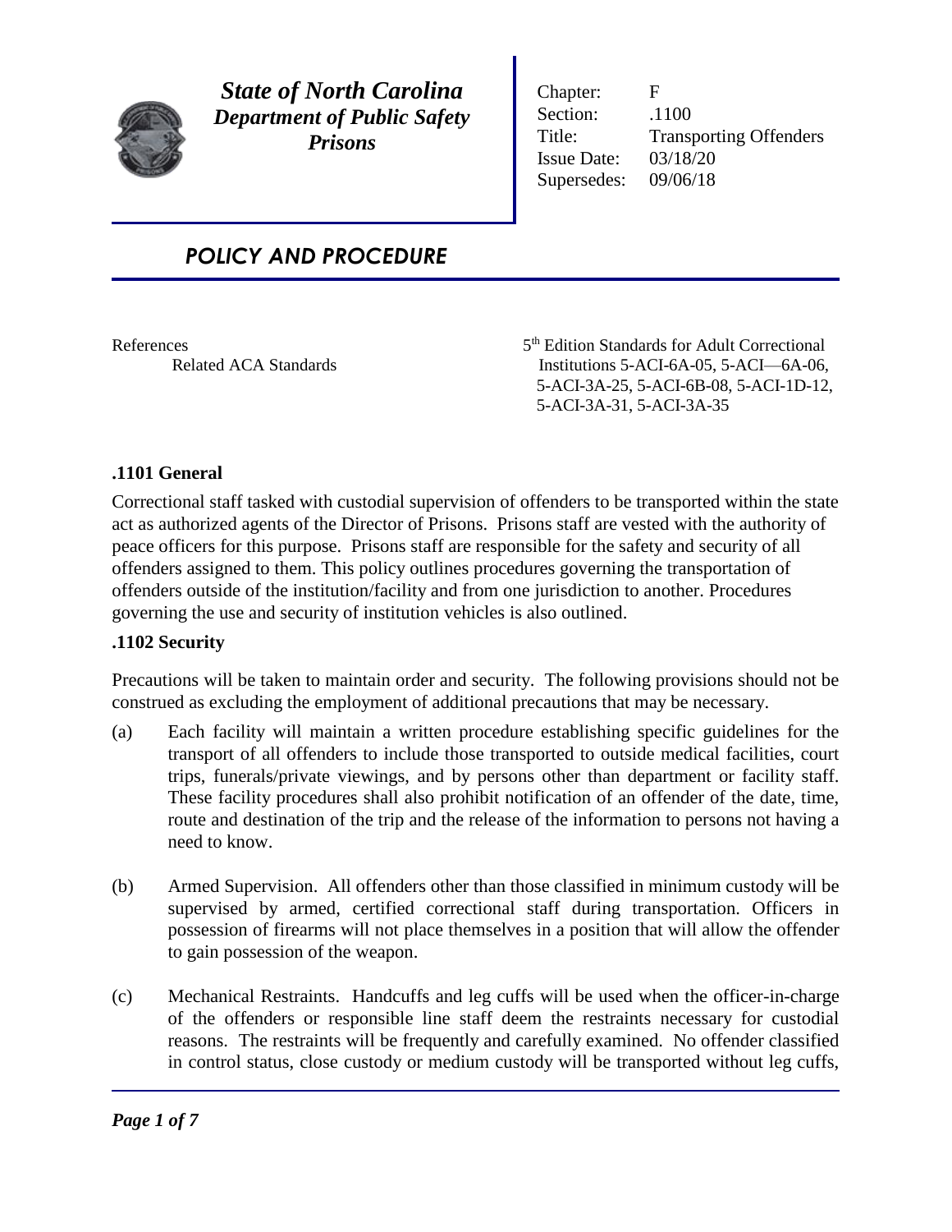**State of North Carolina**
***Department of Public Safety***
***Prisons***

| | |
|---|---|
| Chapter: | F |
| Section: | .1100 |
| Title: | Transporting Offenders |
| Issue Date: | 03/18/20 |
| Supersedes: | 09/06/18 |

## *POLICY AND PROCEDURE*

References
Related ACA Standards

5th Edition Standards for Adult Correctional Institutions 5-ACI-6A-05, 5-ACI—6A-06, 5-ACI-3A-25, 5-ACI-6B-08, 5-ACI-1D-12, 5-ACI-3A-31, 5-ACI-3A-35

### .1101 General

Correctional staff tasked with custodial supervision of offenders to be transported within the state act as authorized agents of the Director of Prisons. Prisons staff are vested with the authority of peace officers for this purpose. Prisons staff are responsible for the safety and security of all offenders assigned to them. This policy outlines procedures governing the transportation of offenders outside of the institution/facility and from one jurisdiction to another. Procedures governing the use and security of institution vehicles is also outlined.

### .1102 Security

Precautions will be taken to maintain order and security. The following provisions should not be construed as excluding the employment of additional precautions that may be necessary.

(a) Each facility will maintain a written procedure establishing specific guidelines for the transport of all offenders to include those transported to outside medical facilities, court trips, funerals/private viewings, and by persons other than department or facility staff. These facility procedures shall also prohibit notification of an offender of the date, time, route and destination of the trip and the release of the information to persons not having a need to know.

(b) Armed Supervision. All offenders other than those classified in minimum custody will be supervised by armed, certified correctional staff during transportation. Officers in possession of firearms will not place themselves in a position that will allow the offender to gain possession of the weapon.

(c) Mechanical Restraints. Handcuffs and leg cuffs will be used when the officer-in-charge of the offenders or responsible line staff deem the restraints necessary for custodial reasons. The restraints will be frequently and carefully examined. No offender classified in control status, close custody or medium custody will be transported without leg cuffs,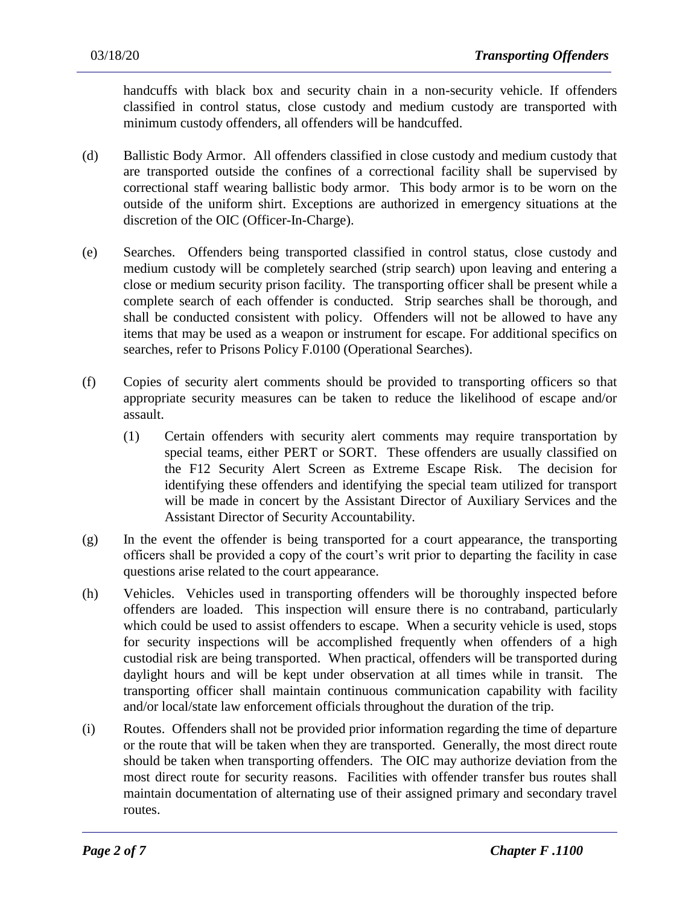handcuffs with black box and security chain in a non-security vehicle. If offenders classified in control status, close custody and medium custody are transported with minimum custody offenders, all offenders will be handcuffed.

(d) Ballistic Body Armor. All offenders classified in close custody and medium custody that are transported outside the confines of a correctional facility shall be supervised by correctional staff wearing ballistic body armor. This body armor is to be worn on the outside of the uniform shirt. Exceptions are authorized in emergency situations at the discretion of the OIC (Officer-In-Charge).

(e) Searches. Offenders being transported classified in control status, close custody and medium custody will be completely searched (strip search) upon leaving and entering a close or medium security prison facility. The transporting officer shall be present while a complete search of each offender is conducted. Strip searches shall be thorough, and shall be conducted consistent with policy. Offenders will not be allowed to have any items that may be used as a weapon or instrument for escape. For additional specifics on searches, refer to Prisons Policy F.0100 (Operational Searches).

(f) Copies of security alert comments should be provided to transporting officers so that appropriate security measures can be taken to reduce the likelihood of escape and/or assault.

    (1) Certain offenders with security alert comments may require transportation by special teams, either PERT or SORT. These offenders are usually classified on the F12 Security Alert Screen as Extreme Escape Risk. The decision for identifying these offenders and identifying the special team utilized for transport will be made in concert by the Assistant Director of Auxiliary Services and the Assistant Director of Security Accountability.

(g) In the event the offender is being transported for a court appearance, the transporting officers shall be provided a copy of the court's writ prior to departing the facility in case questions arise related to the court appearance.

(h) Vehicles. Vehicles used in transporting offenders will be thoroughly inspected before offenders are loaded. This inspection will ensure there is no contraband, particularly which could be used to assist offenders to escape. When a security vehicle is used, stops for security inspections will be accomplished frequently when offenders of a high custodial risk are being transported. When practical, offenders will be transported during daylight hours and will be kept under observation at all times while in transit. The transporting officer shall maintain continuous communication capability with facility and/or local/state law enforcement officials throughout the duration of the trip.

(i) Routes. Offenders shall not be provided prior information regarding the time of departure or the route that will be taken when they are transported. Generally, the most direct route should be taken when transporting offenders. The OIC may authorize deviation from the most direct route for security reasons. Facilities with offender transfer bus routes shall maintain documentation of alternating use of their assigned primary and secondary travel routes.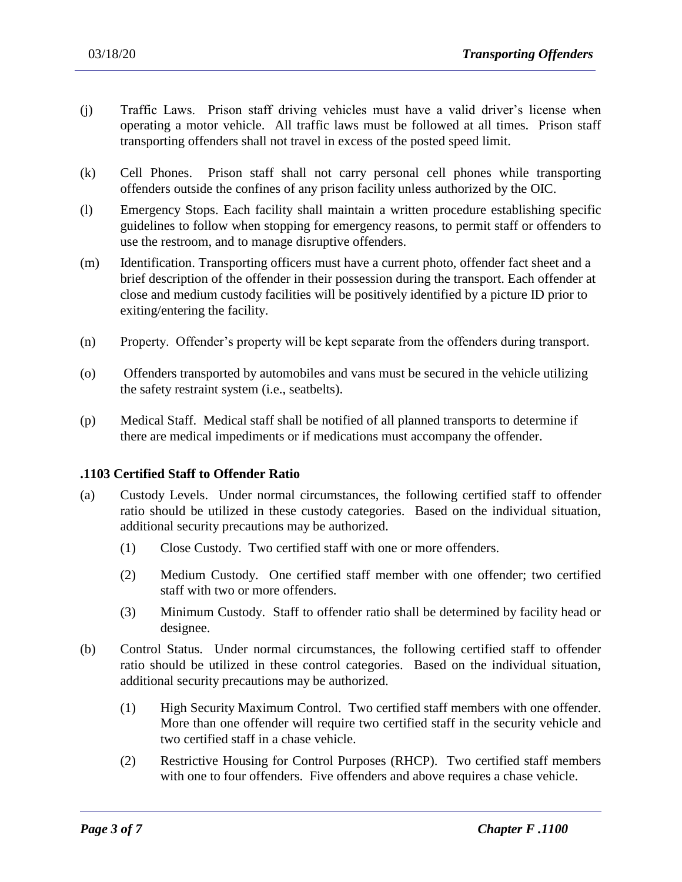(j) Traffic Laws. Prison staff driving vehicles must have a valid driver's license when operating a motor vehicle. All traffic laws must be followed at all times. Prison staff transporting offenders shall not travel in excess of the posted speed limit.

(k) Cell Phones. Prison staff shall not carry personal cell phones while transporting offenders outside the confines of any prison facility unless authorized by the OIC.

(l) Emergency Stops. Each facility shall maintain a written procedure establishing specific guidelines to follow when stopping for emergency reasons, to permit staff or offenders to use the restroom, and to manage disruptive offenders.

(m) Identification. Transporting officers must have a current photo, offender fact sheet and a brief description of the offender in their possession during the transport. Each offender at close and medium custody facilities will be positively identified by a picture ID prior to exiting/entering the facility.

(n) Property. Offender's property will be kept separate from the offenders during transport.

(o) Offenders transported by automobiles and vans must be secured in the vehicle utilizing the safety restraint system (i.e., seatbelts).

(p) Medical Staff. Medical staff shall be notified of all planned transports to determine if there are medical impediments or if medications must accompany the offender.

### .1103 Certified Staff to Offender Ratio

(a) Custody Levels. Under normal circumstances, the following certified staff to offender ratio should be utilized in these custody categories. Based on the individual situation, additional security precautions may be authorized.

- (1) Close Custody. Two certified staff with one or more offenders.
- (2) Medium Custody. One certified staff member with one offender; two certified staff with two or more offenders.
- (3) Minimum Custody. Staff to offender ratio shall be determined by facility head or designee.

(b) Control Status. Under normal circumstances, the following certified staff to offender ratio should be utilized in these control categories. Based on the individual situation, additional security precautions may be authorized.

- (1) High Security Maximum Control. Two certified staff members with one offender. More than one offender will require two certified staff in the security vehicle and two certified staff in a chase vehicle.
- (2) Restrictive Housing for Control Purposes (RHCP). Two certified staff members with one to four offenders. Five offenders and above requires a chase vehicle.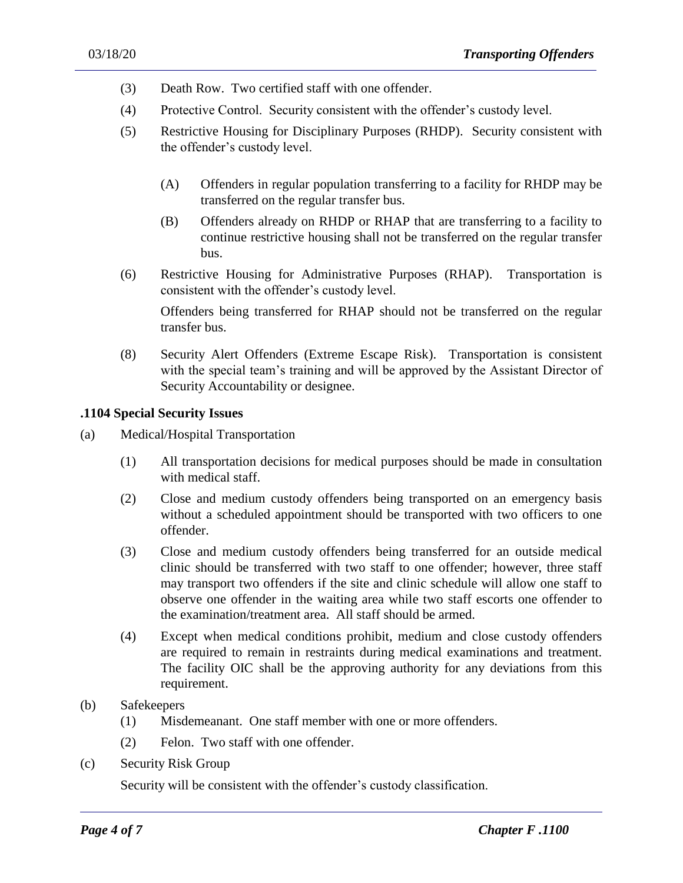(3) Death Row. Two certified staff with one offender.

(4) Protective Control. Security consistent with the offender's custody level.

(5) Restrictive Housing for Disciplinary Purposes (RHDP). Security consistent with the offender's custody level.

   (A) Offenders in regular population transferring to a facility for RHDP may be transferred on the regular transfer bus.

   (B) Offenders already on RHDP or RHAP that are transferring to a facility to continue restrictive housing shall not be transferred on the regular transfer bus.

(6) Restrictive Housing for Administrative Purposes (RHAP). Transportation is consistent with the offender's custody level.

   Offenders being transferred for RHAP should not be transferred on the regular transfer bus.

(8) Security Alert Offenders (Extreme Escape Risk). Transportation is consistent with the special team's training and will be approved by the Assistant Director of Security Accountability or designee.

**.1104 Special Security Issues**

(a) Medical/Hospital Transportation

   (1) All transportation decisions for medical purposes should be made in consultation with medical staff.

   (2) Close and medium custody offenders being transported on an emergency basis without a scheduled appointment should be transported with two officers to one offender.

   (3) Close and medium custody offenders being transferred for an outside medical clinic should be transferred with two staff to one offender; however, three staff may transport two offenders if the site and clinic schedule will allow one staff to observe one offender in the waiting area while two staff escorts one offender to the examination/treatment area. All staff should be armed.

   (4) Except when medical conditions prohibit, medium and close custody offenders are required to remain in restraints during medical examinations and treatment. The facility OIC shall be the approving authority for any deviations from this requirement.

(b) Safekeepers

   (1) Misdemeanant. One staff member with one or more offenders.

   (2) Felon. Two staff with one offender.

(c) Security Risk Group

   Security will be consistent with the offender's custody classification.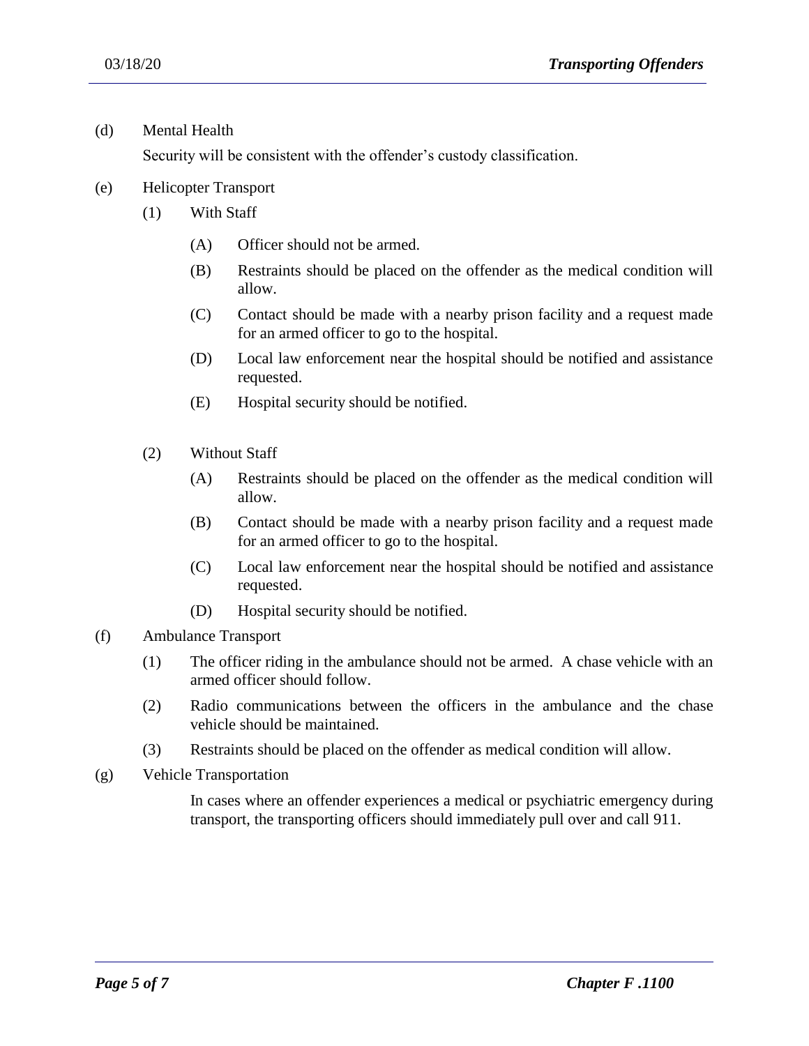(d) Mental Health

Security will be consistent with the offender's custody classification.

(e) Helicopter Transport

(1) With Staff

(A) Officer should not be armed.

(B) Restraints should be placed on the offender as the medical condition will allow.

(C) Contact should be made with a nearby prison facility and a request made for an armed officer to go to the hospital.

(D) Local law enforcement near the hospital should be notified and assistance requested.

(E) Hospital security should be notified.

(2) Without Staff

(A) Restraints should be placed on the offender as the medical condition will allow.

(B) Contact should be made with a nearby prison facility and a request made for an armed officer to go to the hospital.

(C) Local law enforcement near the hospital should be notified and assistance requested.

(D) Hospital security should be notified.

(f) Ambulance Transport

(1) The officer riding in the ambulance should not be armed. A chase vehicle with an armed officer should follow.

(2) Radio communications between the officers in the ambulance and the chase vehicle should be maintained.

(3) Restraints should be placed on the offender as medical condition will allow.

(g) Vehicle Transportation

In cases where an offender experiences a medical or psychiatric emergency during transport, the transporting officers should immediately pull over and call 911.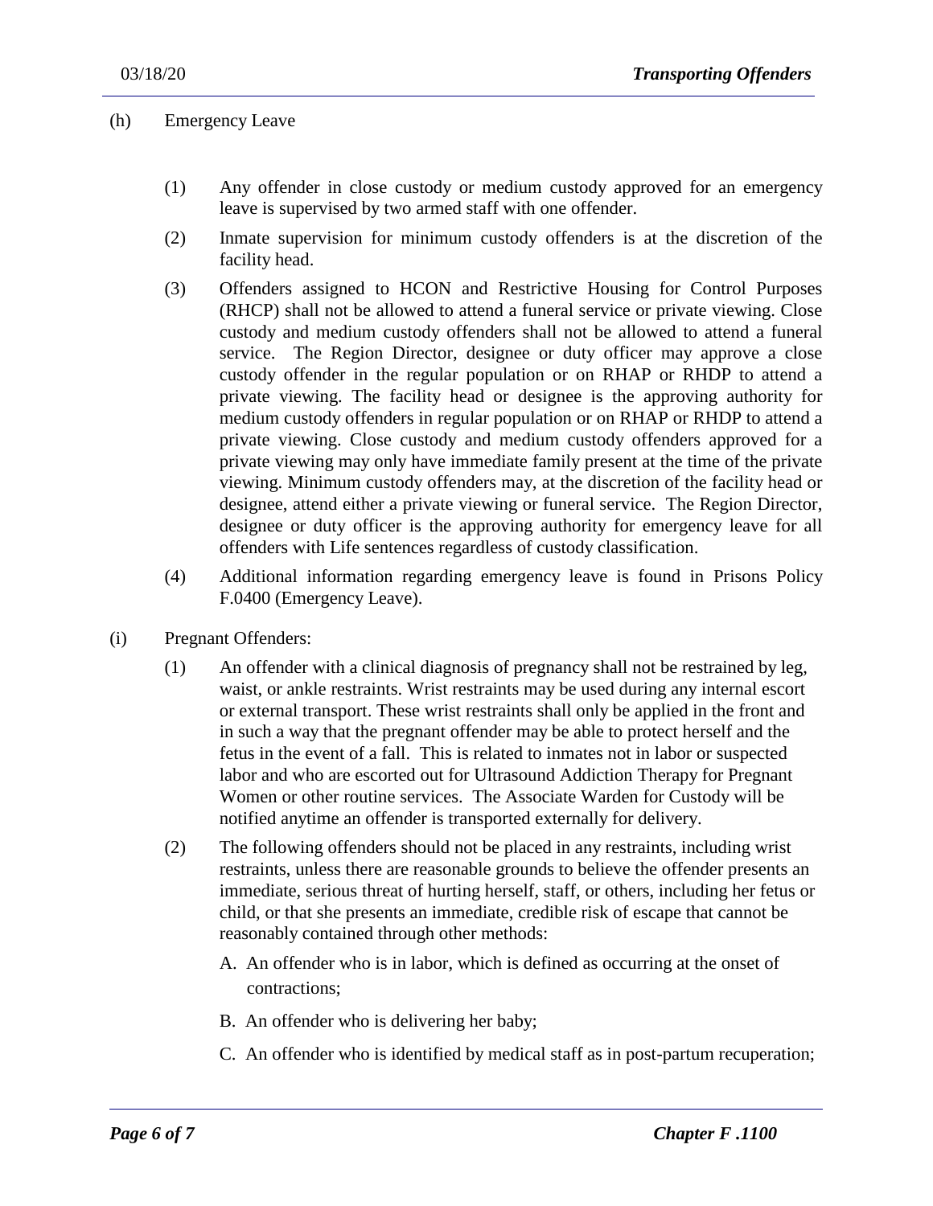(h) Emergency Leave

(1) Any offender in close custody or medium custody approved for an emergency leave is supervised by two armed staff with one offender.

(2) Inmate supervision for minimum custody offenders is at the discretion of the facility head.

(3) Offenders assigned to HCON and Restrictive Housing for Control Purposes (RHCP) shall not be allowed to attend a funeral service or private viewing. Close custody and medium custody offenders shall not be allowed to attend a funeral service. The Region Director, designee or duty officer may approve a close custody offender in the regular population or on RHAP or RHDP to attend a private viewing. The facility head or designee is the approving authority for medium custody offenders in regular population or on RHAP or RHDP to attend a private viewing. Close custody and medium custody offenders approved for a private viewing may only have immediate family present at the time of the private viewing. Minimum custody offenders may, at the discretion of the facility head or designee, attend either a private viewing or funeral service. The Region Director, designee or duty officer is the approving authority for emergency leave for all offenders with Life sentences regardless of custody classification.

(4) Additional information regarding emergency leave is found in Prisons Policy F.0400 (Emergency Leave).

(i) Pregnant Offenders:

(1) An offender with a clinical diagnosis of pregnancy shall not be restrained by leg, waist, or ankle restraints. Wrist restraints may be used during any internal escort or external transport. These wrist restraints shall only be applied in the front and in such a way that the pregnant offender may be able to protect herself and the fetus in the event of a fall. This is related to inmates not in labor or suspected labor and who are escorted out for Ultrasound Addiction Therapy for Pregnant Women or other routine services. The Associate Warden for Custody will be notified anytime an offender is transported externally for delivery.

(2) The following offenders should not be placed in any restraints, including wrist restraints, unless there are reasonable grounds to believe the offender presents an immediate, serious threat of hurting herself, staff, or others, including her fetus or child, or that she presents an immediate, credible risk of escape that cannot be reasonably contained through other methods:

A. An offender who is in labor, which is defined as occurring at the onset of contractions;

B. An offender who is delivering her baby;

C. An offender who is identified by medical staff as in post-partum recuperation;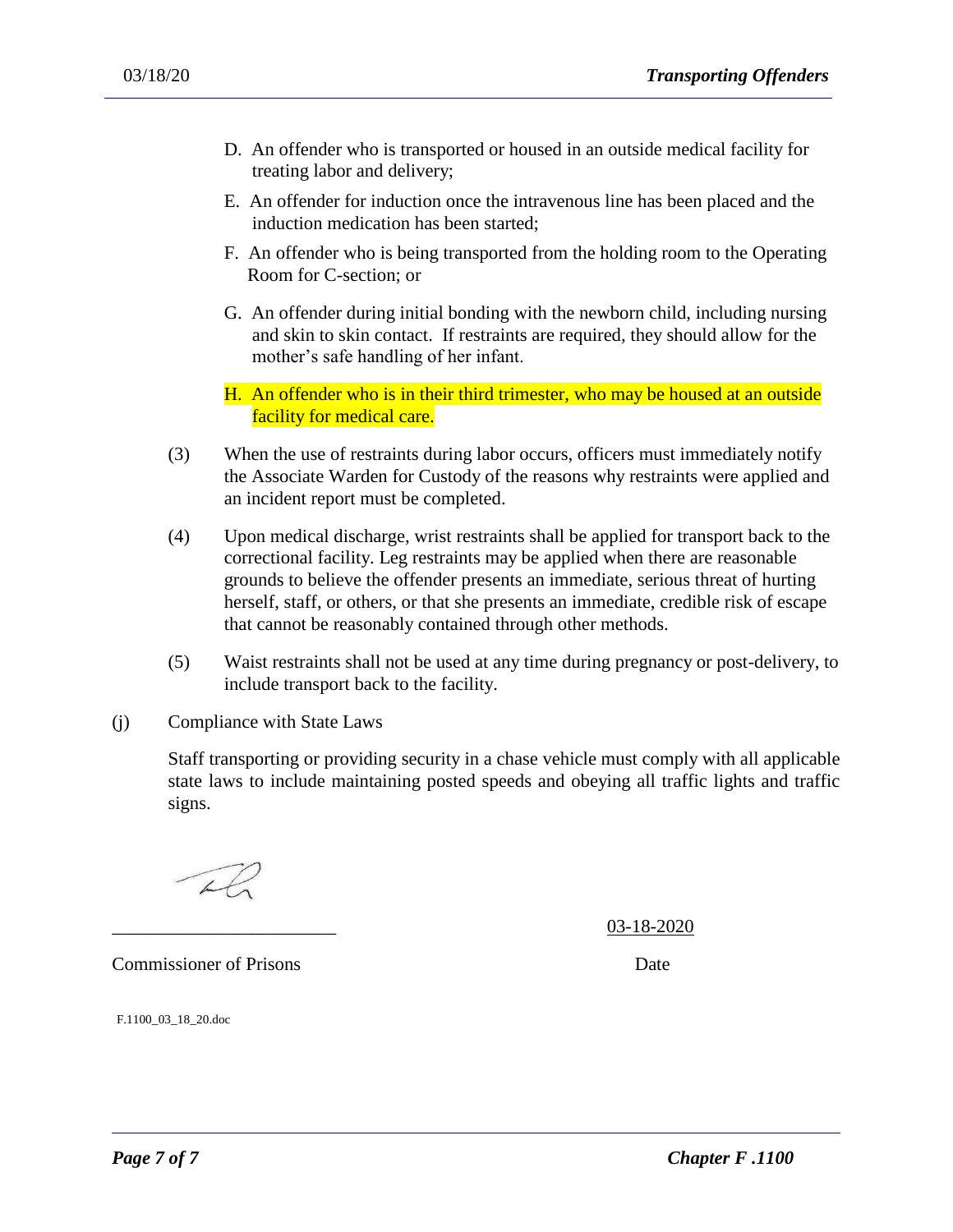D. An offender who is transported or housed in an outside medical facility for treating labor and delivery;

E. An offender for induction once the intravenous line has been placed and the induction medication has been started;

F. An offender who is being transported from the holding room to the Operating Room for C-section; or

G. An offender during initial bonding with the newborn child, including nursing and skin to skin contact. If restraints are required, they should allow for the mother's safe handling of her infant.

H. An offender who is in their third trimester, who may be housed at an outside facility for medical care.

(3) When the use of restraints during labor occurs, officers must immediately notify the Associate Warden for Custody of the reasons why restraints were applied and an incident report must be completed.

(4) Upon medical discharge, wrist restraints shall be applied for transport back to the correctional facility. Leg restraints may be applied when there are reasonable grounds to believe the offender presents an immediate, serious threat of hurting herself, staff, or others, or that she presents an immediate, credible risk of escape that cannot be reasonably contained through other methods.

(5) Waist restraints shall not be used at any time during pregnancy or post-delivery, to include transport back to the facility.

(j) Compliance with State Laws

Staff transporting or providing security in a chase vehicle must comply with all applicable state laws to include maintaining posted speeds and obeying all traffic lights and traffic signs.

________________________ 03-18-2020

Commissioner of Prisons Date

F.1100_03_18_20.doc